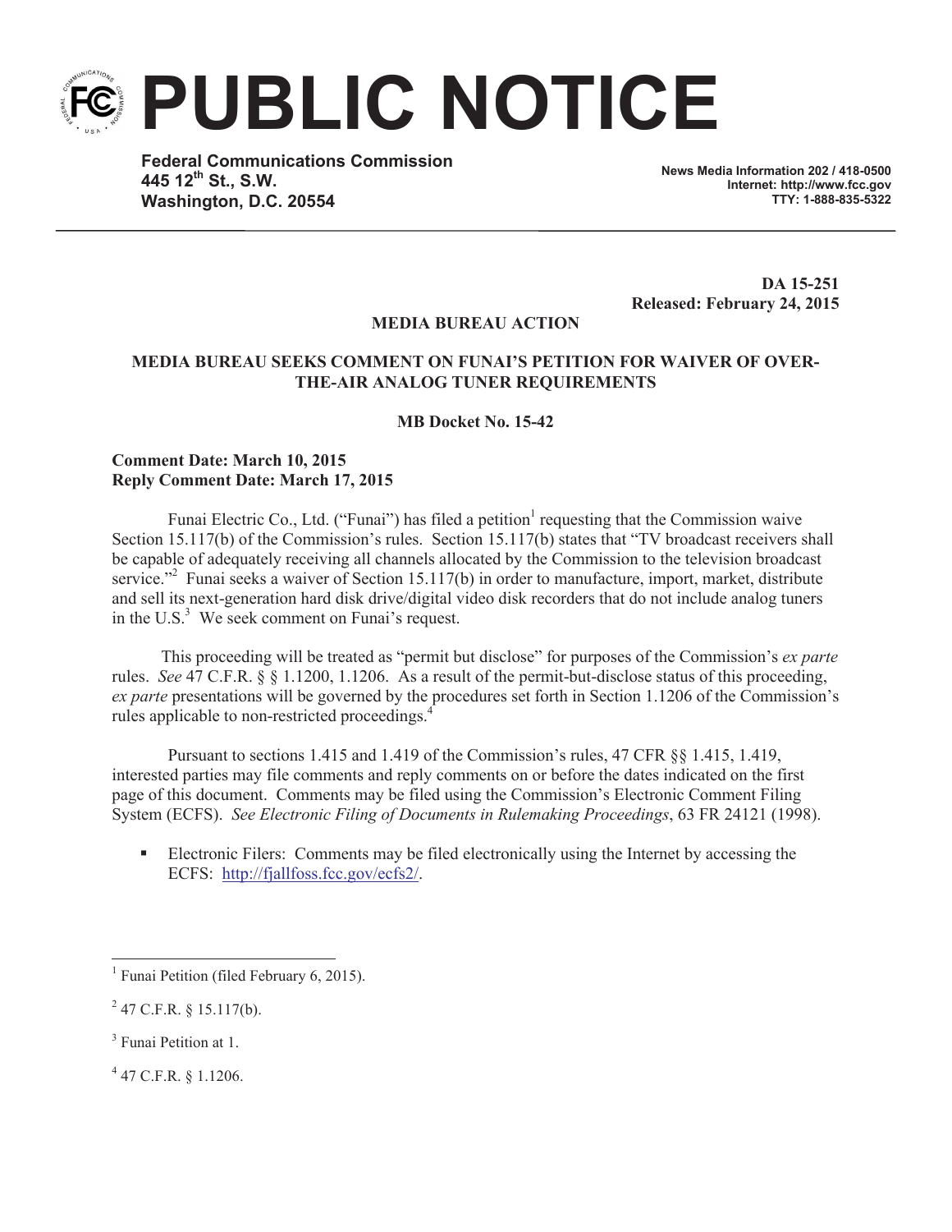# PUBLIC NOTICE

**Federal Communications Commission**
**445 12th St., S.W.**
**Washington, D.C. 20554**

**News Media Information 202 / 418-0500**
**Internet: http://www.fcc.gov**
**TTY: 1-888-835-5322**

**DA 15-251**
**Released: February 24, 2015**

**MEDIA BUREAU ACTION**

**MEDIA BUREAU SEEKS COMMENT ON FUNAI'S PETITION FOR WAIVER OF OVER-THE-AIR ANALOG TUNER REQUIREMENTS**

**MB Docket No. 15-42**

**Comment Date: March 10, 2015**
**Reply Comment Date: March 17, 2015**

Funai Electric Co., Ltd. ("Funai") has filed a petition[1] requesting that the Commission waive Section 15.117(b) of the Commission's rules. Section 15.117(b) states that "TV broadcast receivers shall be capable of adequately receiving all channels allocated by the Commission to the television broadcast service."[2] Funai seeks a waiver of Section 15.117(b) in order to manufacture, import, market, distribute and sell its next-generation hard disk drive/digital video disk recorders that do not include analog tuners in the U.S.[3] We seek comment on Funai's request.

This proceeding will be treated as "permit but disclose" for purposes of the Commission's *ex parte* rules. *See* 47 C.F.R. § § 1.1200, 1.1206. As a result of the permit-but-disclose status of this proceeding, *ex parte* presentations will be governed by the procedures set forth in Section 1.1206 of the Commission's rules applicable to non-restricted proceedings.[4]

Pursuant to sections 1.415 and 1.419 of the Commission's rules, 47 CFR §§ 1.415, 1.419, interested parties may file comments and reply comments on or before the dates indicated on the first page of this document. Comments may be filed using the Commission's Electronic Comment Filing System (ECFS). *See Electronic Filing of Documents in Rulemaking Proceedings*, 63 FR 24121 (1998).

- Electronic Filers: Comments may be filed electronically using the Internet by accessing the ECFS: http://fjallfoss.fcc.gov/ecfs2/.

---

[1] Funai Petition (filed February 6, 2015).

[2] 47 C.F.R. § 15.117(b).

[3] Funai Petition at 1.

[4] 47 C.F.R. § 1.1206.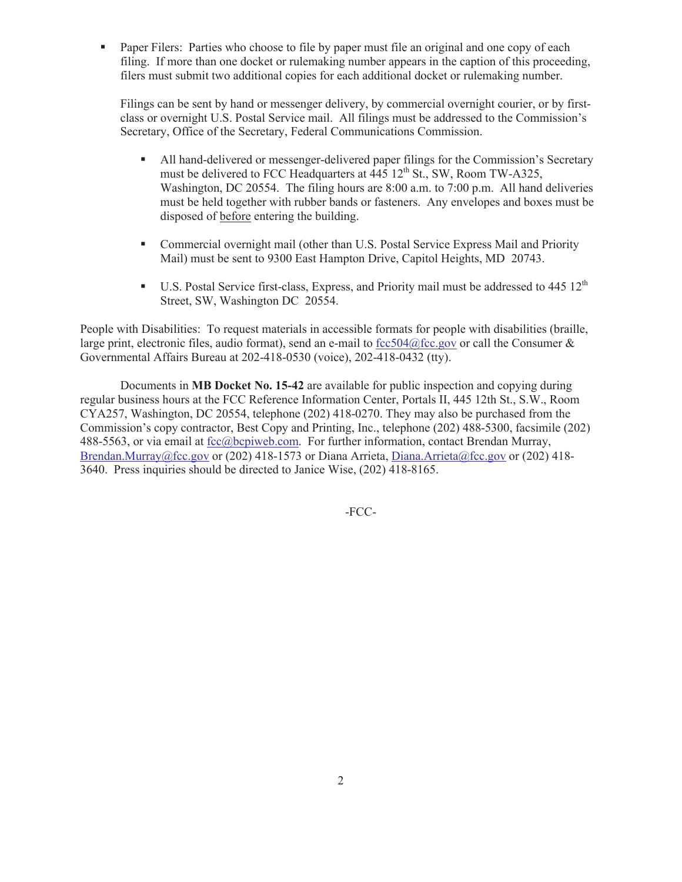- Paper Filers: Parties who choose to file by paper must file an original and one copy of each filing. If more than one docket or rulemaking number appears in the caption of this proceeding, filers must submit two additional copies for each additional docket or rulemaking number.

  Filings can be sent by hand or messenger delivery, by commercial overnight courier, or by first-class or overnight U.S. Postal Service mail. All filings must be addressed to the Commission's Secretary, Office of the Secretary, Federal Communications Commission.

  - All hand-delivered or messenger-delivered paper filings for the Commission's Secretary must be delivered to FCC Headquarters at 445 12th St., SW, Room TW-A325, Washington, DC 20554. The filing hours are 8:00 a.m. to 7:00 p.m. All hand deliveries must be held together with rubber bands or fasteners. Any envelopes and boxes must be disposed of before entering the building.

  - Commercial overnight mail (other than U.S. Postal Service Express Mail and Priority Mail) must be sent to 9300 East Hampton Drive, Capitol Heights, MD 20743.

  - U.S. Postal Service first-class, Express, and Priority mail must be addressed to 445 12th Street, SW, Washington DC 20554.

People with Disabilities: To request materials in accessible formats for people with disabilities (braille, large print, electronic files, audio format), send an e-mail to fcc504@fcc.gov or call the Consumer & Governmental Affairs Bureau at 202-418-0530 (voice), 202-418-0432 (tty).

Documents in **MB Docket No. 15-42** are available for public inspection and copying during regular business hours at the FCC Reference Information Center, Portals II, 445 12th St., S.W., Room CYA257, Washington, DC 20554, telephone (202) 418-0270. They may also be purchased from the Commission's copy contractor, Best Copy and Printing, Inc., telephone (202) 488-5300, facsimile (202) 488-5563, or via email at fcc@bcpiweb.com. For further information, contact Brendan Murray, Brendan.Murray@fcc.gov or (202) 418-1573 or Diana Arrieta, Diana.Arrieta@fcc.gov or (202) 418-3640. Press inquiries should be directed to Janice Wise, (202) 418-8165.

-FCC-